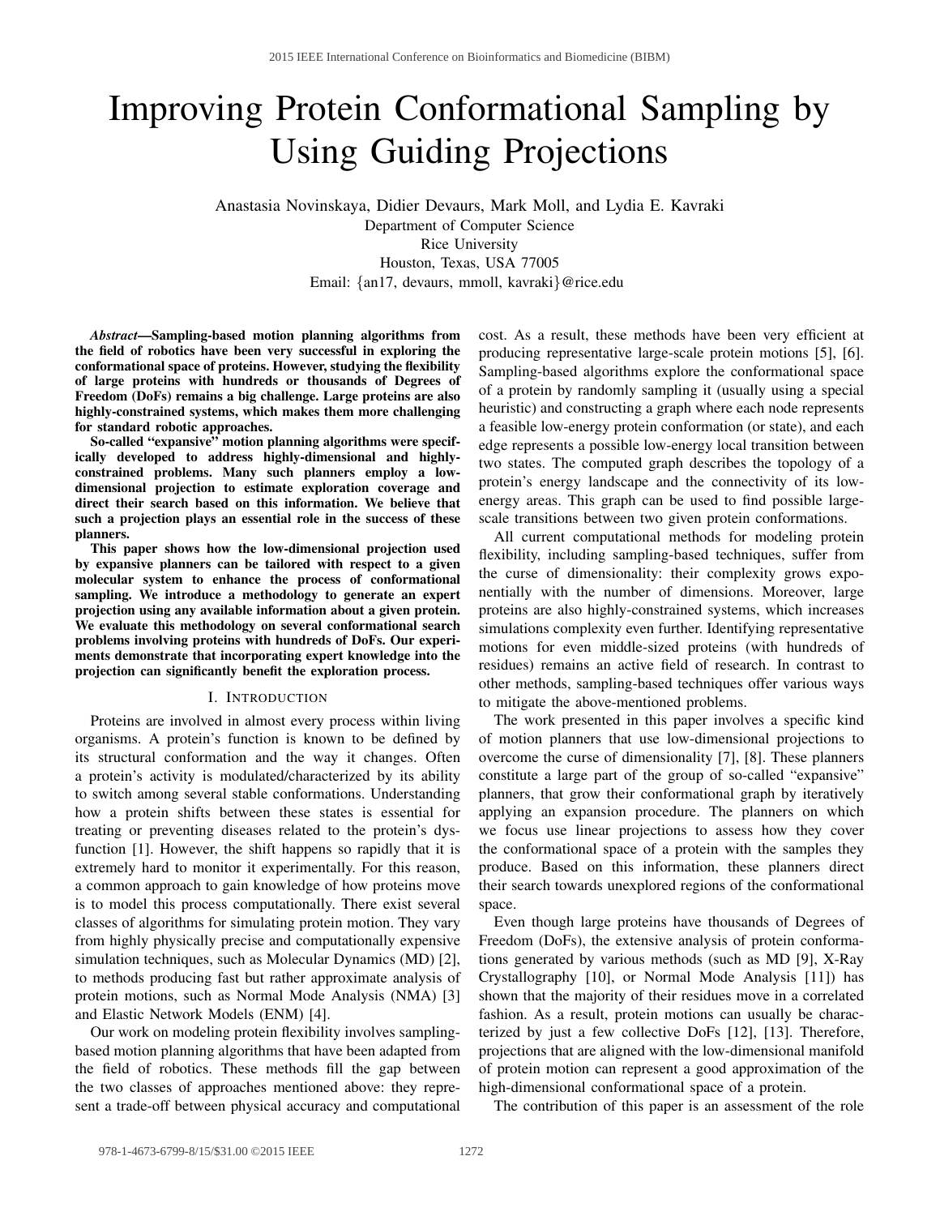# Improving Protein Conformational Sampling by Using Guiding Projections

Anastasia Novinskaya, Didier Devaurs, Mark Moll, and Lydia E. Kavraki
Department of Computer Science
Rice University
Houston, Texas, USA 77005
Email: {an17, devaurs, mmoll, kavraki}@rice.edu

***Abstract*—Sampling-based motion planning algorithms from the field of robotics have been very successful in exploring the conformational space of proteins. However, studying the flexibility of large proteins with hundreds or thousands of Degrees of Freedom (DoFs) remains a big challenge. Large proteins are also highly-constrained systems, which makes them more challenging for standard robotic approaches.**

**So-called "expansive" motion planning algorithms were specifically developed to address highly-dimensional and highly-constrained problems. Many such planners employ a low-dimensional projection to estimate exploration coverage and direct their search based on this information. We believe that such a projection plays an essential role in the success of these planners.**

**This paper shows how the low-dimensional projection used by expansive planners can be tailored with respect to a given molecular system to enhance the process of conformational sampling. We introduce a methodology to generate an expert projection using any available information about a given protein. We evaluate this methodology on several conformational search problems involving proteins with hundreds of DoFs. Our experiments demonstrate that incorporating expert knowledge into the projection can significantly benefit the exploration process.**

## I. Introduction

Proteins are involved in almost every process within living organisms. A protein's function is known to be defined by its structural conformation and the way it changes. Often a protein's activity is modulated/characterized by its ability to switch among several stable conformations. Understanding how a protein shifts between these states is essential for treating or preventing diseases related to the protein's dysfunction [1]. However, the shift happens so rapidly that it is extremely hard to monitor it experimentally. For this reason, a common approach to gain knowledge of how proteins move is to model this process computationally. There exist several classes of algorithms for simulating protein motion. They vary from highly physically precise and computationally expensive simulation techniques, such as Molecular Dynamics (MD) [2], to methods producing fast but rather approximate analysis of protein motions, such as Normal Mode Analysis (NMA) [3] and Elastic Network Models (ENM) [4].

Our work on modeling protein flexibility involves sampling-based motion planning algorithms that have been adapted from the field of robotics. These methods fill the gap between the two classes of approaches mentioned above: they represent a trade-off between physical accuracy and computational cost. As a result, these methods have been very efficient at producing representative large-scale protein motions [5], [6]. Sampling-based algorithms explore the conformational space of a protein by randomly sampling it (usually using a special heuristic) and constructing a graph where each node represents a feasible low-energy protein conformation (or state), and each edge represents a possible low-energy local transition between two states. The computed graph describes the topology of a protein's energy landscape and the connectivity of its low-energy areas. This graph can be used to find possible large-scale transitions between two given protein conformations.

All current computational methods for modeling protein flexibility, including sampling-based techniques, suffer from the curse of dimensionality: their complexity grows exponentially with the number of dimensions. Moreover, large proteins are also highly-constrained systems, which increases simulations complexity even further. Identifying representative motions for even middle-sized proteins (with hundreds of residues) remains an active field of research. In contrast to other methods, sampling-based techniques offer various ways to mitigate the above-mentioned problems.

The work presented in this paper involves a specific kind of motion planners that use low-dimensional projections to overcome the curse of dimensionality [7], [8]. These planners constitute a large part of the group of so-called "expansive" planners, that grow their conformational graph by iteratively applying an expansion procedure. The planners on which we focus use linear projections to assess how they cover the conformational space of a protein with the samples they produce. Based on this information, these planners direct their search towards unexplored regions of the conformational space.

Even though large proteins have thousands of Degrees of Freedom (DoFs), the extensive analysis of protein conformations generated by various methods (such as MD [9], X-Ray Crystallography [10], or Normal Mode Analysis [11]) has shown that the majority of their residues move in a correlated fashion. As a result, protein motions can usually be characterized by just a few collective DoFs [12], [13]. Therefore, projections that are aligned with the low-dimensional manifold of protein motion can represent a good approximation of the high-dimensional conformational space of a protein.

The contribution of this paper is an assessment of the role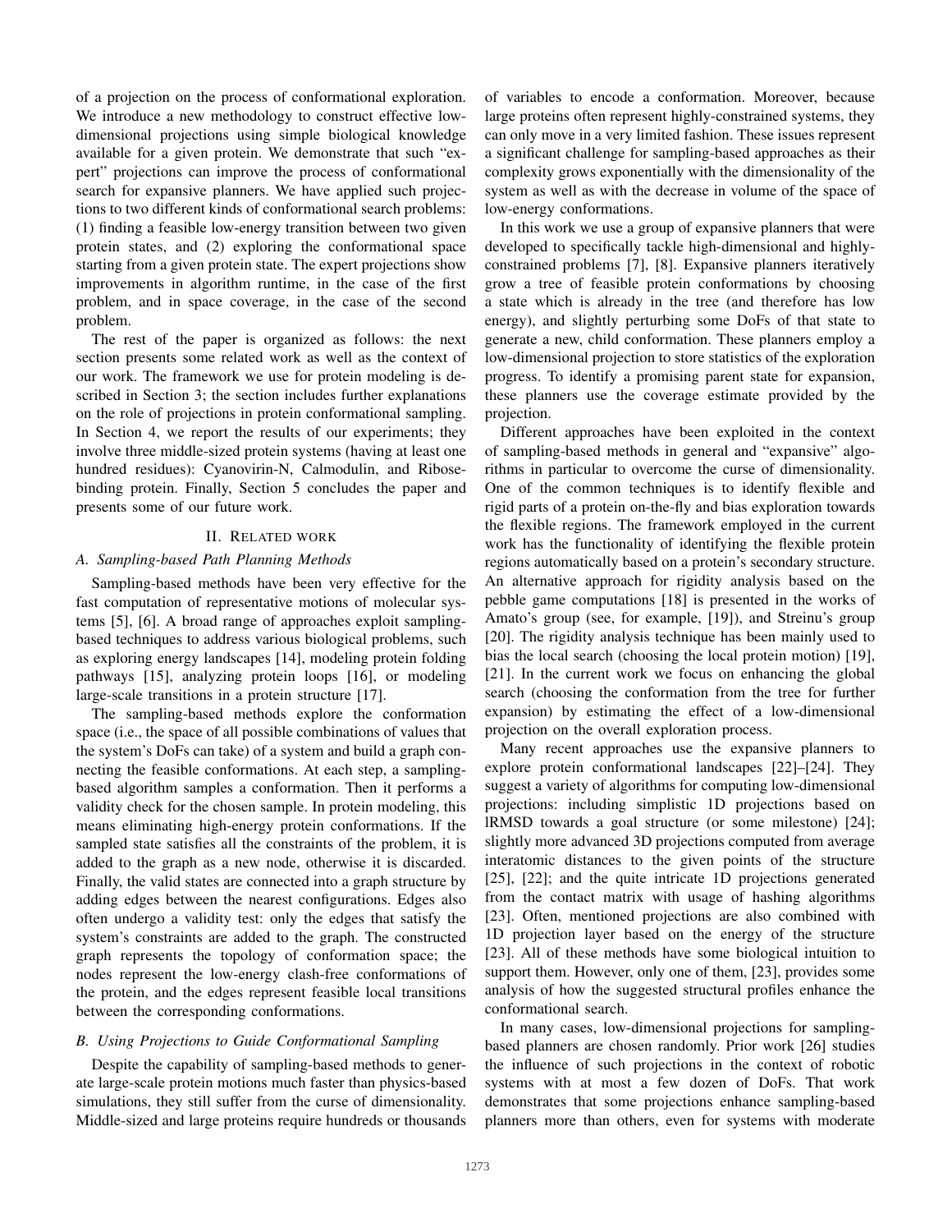of a projection on the process of conformational exploration. We introduce a new methodology to construct effective low-dimensional projections using simple biological knowledge available for a given protein. We demonstrate that such "expert" projections can improve the process of conformational search for expansive planners. We have applied such projections to two different kinds of conformational search problems: (1) finding a feasible low-energy transition between two given protein states, and (2) exploring the conformational space starting from a given protein state. The expert projections show improvements in algorithm runtime, in the case of the first problem, and in space coverage, in the case of the second problem.

The rest of the paper is organized as follows: the next section presents some related work as well as the context of our work. The framework we use for protein modeling is described in Section 3; the section includes further explanations on the role of projections in protein conformational sampling. In Section 4, we report the results of our experiments; they involve three middle-sized protein systems (having at least one hundred residues): Cyanovirin-N, Calmodulin, and Ribose-binding protein. Finally, Section 5 concludes the paper and presents some of our future work.

## II. Related work

### A. Sampling-based Path Planning Methods

Sampling-based methods have been very effective for the fast computation of representative motions of molecular systems [5], [6]. A broad range of approaches exploit sampling-based techniques to address various biological problems, such as exploring energy landscapes [14], modeling protein folding pathways [15], analyzing protein loops [16], or modeling large-scale transitions in a protein structure [17].

The sampling-based methods explore the conformation space (i.e., the space of all possible combinations of values that the system's DoFs can take) of a system and build a graph connecting the feasible conformations. At each step, a sampling-based algorithm samples a conformation. Then it performs a validity check for the chosen sample. In protein modeling, this means eliminating high-energy protein conformations. If the sampled state satisfies all the constraints of the problem, it is added to the graph as a new node, otherwise it is discarded. Finally, the valid states are connected into a graph structure by adding edges between the nearest configurations. Edges also often undergo a validity test: only the edges that satisfy the system's constraints are added to the graph. The constructed graph represents the topology of conformation space; the nodes represent the low-energy clash-free conformations of the protein, and the edges represent feasible local transitions between the corresponding conformations.

### B. Using Projections to Guide Conformational Sampling

Despite the capability of sampling-based methods to generate large-scale protein motions much faster than physics-based simulations, they still suffer from the curse of dimensionality. Middle-sized and large proteins require hundreds or thousands of variables to encode a conformation. Moreover, because large proteins often represent highly-constrained systems, they can only move in a very limited fashion. These issues represent a significant challenge for sampling-based approaches as their complexity grows exponentially with the dimensionality of the system as well as with the decrease in volume of the space of low-energy conformations.

In this work we use a group of expansive planners that were developed to specifically tackle high-dimensional and highly-constrained problems [7], [8]. Expansive planners iteratively grow a tree of feasible protein conformations by choosing a state which is already in the tree (and therefore has low energy), and slightly perturbing some DoFs of that state to generate a new, child conformation. These planners employ a low-dimensional projection to store statistics of the exploration progress. To identify a promising parent state for expansion, these planners use the coverage estimate provided by the projection.

Different approaches have been exploited in the context of sampling-based methods in general and "expansive" algorithms in particular to overcome the curse of dimensionality. One of the common techniques is to identify flexible and rigid parts of a protein on-the-fly and bias exploration towards the flexible regions. The framework employed in the current work has the functionality of identifying the flexible protein regions automatically based on a protein's secondary structure. An alternative approach for rigidity analysis based on the pebble game computations [18] is presented in the works of Amato's group (see, for example, [19]), and Streinu's group [20]. The rigidity analysis technique has been mainly used to bias the local search (choosing the local protein motion) [19], [21]. In the current work we focus on enhancing the global search (choosing the conformation from the tree for further expansion) by estimating the effect of a low-dimensional projection on the overall exploration process.

Many recent approaches use the expansive planners to explore protein conformational landscapes [22]–[24]. They suggest a variety of algorithms for computing low-dimensional projections: including simplistic 1D projections based on lRMSD towards a goal structure (or some milestone) [24]; slightly more advanced 3D projections computed from average interatomic distances to the given points of the structure [25], [22]; and the quite intricate 1D projections generated from the contact matrix with usage of hashing algorithms [23]. Often, mentioned projections are also combined with 1D projection layer based on the energy of the structure [23]. All of these methods have some biological intuition to support them. However, only one of them, [23], provides some analysis of how the suggested structural profiles enhance the conformational search.

In many cases, low-dimensional projections for sampling-based planners are chosen randomly. Prior work [26] studies the influence of such projections in the context of robotic systems with at most a few dozen of DoFs. That work demonstrates that some projections enhance sampling-based planners more than others, even for systems with moderate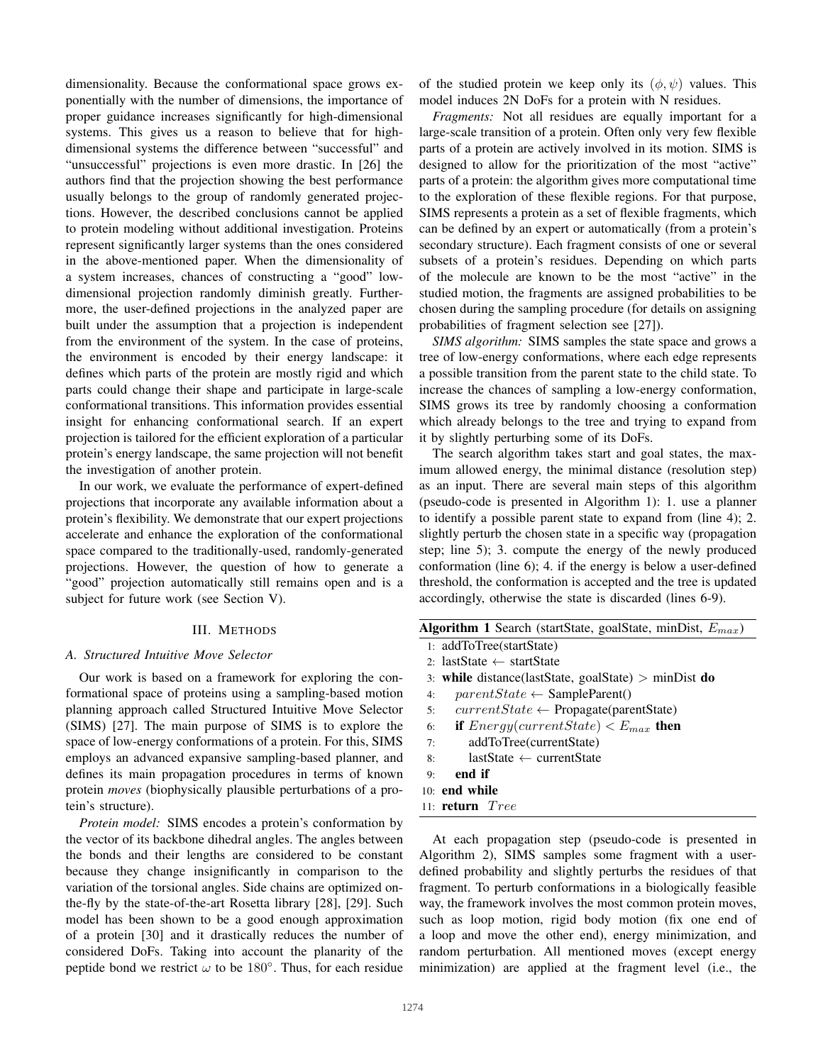dimensionality. Because the conformational space grows exponentially with the number of dimensions, the importance of proper guidance increases significantly for high-dimensional systems. This gives us a reason to believe that for high-dimensional systems the difference between "successful" and "unsuccessful" projections is even more drastic. In [26] the authors find that the projection showing the best performance usually belongs to the group of randomly generated projections. However, the described conclusions cannot be applied to protein modeling without additional investigation. Proteins represent significantly larger systems than the ones considered in the above-mentioned paper. When the dimensionality of a system increases, chances of constructing a "good" low-dimensional projection randomly diminish greatly. Furthermore, the user-defined projections in the analyzed paper are built under the assumption that a projection is independent from the environment of the system. In the case of proteins, the environment is encoded by their energy landscape: it defines which parts of the protein are mostly rigid and which parts could change their shape and participate in large-scale conformational transitions. This information provides essential insight for enhancing conformational search. If an expert projection is tailored for the efficient exploration of a particular protein's energy landscape, the same projection will not benefit the investigation of another protein.

In our work, we evaluate the performance of expert-defined projections that incorporate any available information about a protein's flexibility. We demonstrate that our expert projections accelerate and enhance the exploration of the conformational space compared to the traditionally-used, randomly-generated projections. However, the question of how to generate a "good" projection automatically still remains open and is a subject for future work (see Section V).

## III. Methods

### A. Structured Intuitive Move Selector

Our work is based on a framework for exploring the conformational space of proteins using a sampling-based motion planning approach called Structured Intuitive Move Selector (SIMS) [27]. The main purpose of SIMS is to explore the space of low-energy conformations of a protein. For this, SIMS employs an advanced expansive sampling-based planner, and defines its main propagation procedures in terms of known protein *moves* (biophysically plausible perturbations of a protein's structure).

*Protein model:* SIMS encodes a protein's conformation by the vector of its backbone dihedral angles. The angles between the bonds and their lengths are considered to be constant because they change insignificantly in comparison to the variation of the torsional angles. Side chains are optimized on-the-fly by the state-of-the-art Rosetta library [28], [29]. Such model has been shown to be a good enough approximation of a protein [30] and it drastically reduces the number of considered DoFs. Taking into account the planarity of the peptide bond we restrict $\omega$ to be $180°$. Thus, for each residue of the studied protein we keep only its $(\phi, \psi)$ values. This model induces 2N DoFs for a protein with N residues.

*Fragments:* Not all residues are equally important for a large-scale transition of a protein. Often only very few flexible parts of a protein are actively involved in its motion. SIMS is designed to allow for the prioritization of the most "active" parts of a protein: the algorithm gives more computational time to the exploration of these flexible regions. For that purpose, SIMS represents a protein as a set of flexible fragments, which can be defined by an expert or automatically (from a protein's secondary structure). Each fragment consists of one or several subsets of a protein's residues. Depending on which parts of the molecule are known to be the most "active" in the studied motion, the fragments are assigned probabilities to be chosen during the sampling procedure (for details on assigning probabilities of fragment selection see [27]).

*SIMS algorithm:* SIMS samples the state space and grows a tree of low-energy conformations, where each edge represents a possible transition from the parent state to the child state. To increase the chances of sampling a low-energy conformation, SIMS grows its tree by randomly choosing a conformation which already belongs to the tree and trying to expand from it by slightly perturbing some of its DoFs.

The search algorithm takes start and goal states, the maximum allowed energy, the minimal distance (resolution step) as an input. There are several main steps of this algorithm (pseudo-code is presented in Algorithm 1): 1. use a planner to identify a possible parent state to expand from (line 4); 2. slightly perturb the chosen state in a specific way (propagation step; line 5); 3. compute the energy of the newly produced conformation (line 6); 4. if the energy is below a user-defined threshold, the conformation is accepted and the tree is updated accordingly, otherwise the state is discarded (lines 6-9).

**Algorithm 1** Search (startState, goalState, minDist, $E_{max}$)

```
1:  addToTree(startState)
2:  lastState ← startState
3:  while distance(lastState, goalState) > minDist do
4:      parentState ← SampleParent()
5:      currentState ← Propagate(parentState)
6:      if Energy(currentState) < E_max then
7:          addToTree(currentState)
8:          lastState ← currentState
9:      end if
10: end while
11: return Tree
```

At each propagation step (pseudo-code is presented in Algorithm 2), SIMS samples some fragment with a user-defined probability and slightly perturbs the residues of that fragment. To perturb conformations in a biologically feasible way, the framework involves the most common protein moves, such as loop motion, rigid body motion (fix one end of a loop and move the other end), energy minimization, and random perturbation. All mentioned moves (except energy minimization) are applied at the fragment level (i.e., the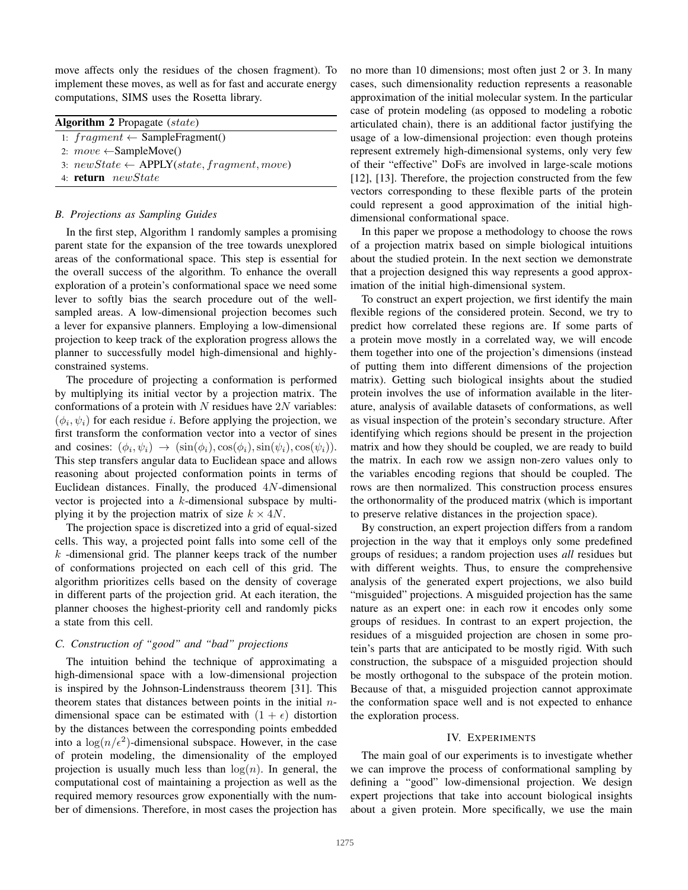move affects only the residues of the chosen fragment). To implement these moves, as well as for fast and accurate energy computations, SIMS uses the Rosetta library.

**Algorithm 2** Propagate (*state*)

```
1: fragment ← SampleFragment()
2: move ←SampleMove()
3: newState ← APPLY(state, fragment, move)
4: return newState
```

### B. Projections as Sampling Guides

In the first step, Algorithm 1 randomly samples a promising parent state for the expansion of the tree towards unexplored areas of the conformational space. This step is essential for the overall success of the algorithm. To enhance the overall exploration of a protein's conformational space we need some lever to softly bias the search procedure out of the well-sampled areas. A low-dimensional projection becomes such a lever for expansive planners. Employing a low-dimensional projection to keep track of the exploration progress allows the planner to successfully model high-dimensional and highly-constrained systems.

The procedure of projecting a conformation is performed by multiplying its initial vector by a projection matrix. The conformations of a protein with $N$ residues have $2N$ variables: $(\phi_i, \psi_i)$ for each residue $i$. Before applying the projection, we first transform the conformation vector into a vector of sines and cosines: $(\phi_i, \psi_i) \rightarrow (\sin(\phi_i), \cos(\phi_i), \sin(\psi_i), \cos(\psi_i))$. This step transfers angular data to Euclidean space and allows reasoning about projected conformation points in terms of Euclidean distances. Finally, the produced $4N$-dimensional vector is projected into a $k$-dimensional subspace by multiplying it by the projection matrix of size $k \times 4N$.

The projection space is discretized into a grid of equal-sized cells. This way, a projected point falls into some cell of the $k$ -dimensional grid. The planner keeps track of the number of conformations projected on each cell of this grid. The algorithm prioritizes cells based on the density of coverage in different parts of the projection grid. At each iteration, the planner chooses the highest-priority cell and randomly picks a state from this cell.

### C. Construction of "good" and "bad" projections

The intuition behind the technique of approximating a high-dimensional space with a low-dimensional projection is inspired by the Johnson-Lindenstrauss theorem [31]. This theorem states that distances between points in the initial $n$-dimensional space can be estimated with $(1 + \epsilon)$ distortion by the distances between the corresponding points embedded into a $\log(n/\epsilon^2)$-dimensional subspace. However, in the case of protein modeling, the dimensionality of the employed projection is usually much less than $\log(n)$. In general, the computational cost of maintaining a projection as well as the required memory resources grow exponentially with the number of dimensions. Therefore, in most cases the projection has no more than 10 dimensions; most often just 2 or 3. In many cases, such dimensionality reduction represents a reasonable approximation of the initial molecular system. In the particular case of protein modeling (as opposed to modeling a robotic articulated chain), there is an additional factor justifying the usage of a low-dimensional projection: even though proteins represent extremely high-dimensional systems, only very few of their "effective" DoFs are involved in large-scale motions [12], [13]. Therefore, the projection constructed from the few vectors corresponding to these flexible parts of the protein could represent a good approximation of the initial high-dimensional conformational space.

In this paper we propose a methodology to choose the rows of a projection matrix based on simple biological intuitions about the studied protein. In the next section we demonstrate that a projection designed this way represents a good approximation of the initial high-dimensional system.

To construct an expert projection, we first identify the main flexible regions of the considered protein. Second, we try to predict how correlated these regions are. If some parts of a protein move mostly in a correlated way, we will encode them together into one of the projection's dimensions (instead of putting them into different dimensions of the projection matrix). Getting such biological insights about the studied protein involves the use of information available in the literature, analysis of available datasets of conformations, as well as visual inspection of the protein's secondary structure. After identifying which regions should be present in the projection matrix and how they should be coupled, we are ready to build the matrix. In each row we assign non-zero values only to the variables encoding regions that should be coupled. The rows are then normalized. This construction process ensures the orthonormality of the produced matrix (which is important to preserve relative distances in the projection space).

By construction, an expert projection differs from a random projection in the way that it employs only some predefined groups of residues; a random projection uses *all* residues but with different weights. Thus, to ensure the comprehensive analysis of the generated expert projections, we also build "misguided" projections. A misguided projection has the same nature as an expert one: in each row it encodes only some groups of residues. In contrast to an expert projection, the residues of a misguided projection are chosen in some protein's parts that are anticipated to be mostly rigid. With such construction, the subspace of a misguided projection should be mostly orthogonal to the subspace of the protein motion. Because of that, a misguided projection cannot approximate the conformation space well and is not expected to enhance the exploration process.

## IV. Experiments

The main goal of our experiments is to investigate whether we can improve the process of conformational sampling by defining a "good" low-dimensional projection. We design expert projections that take into account biological insights about a given protein. More specifically, we use the main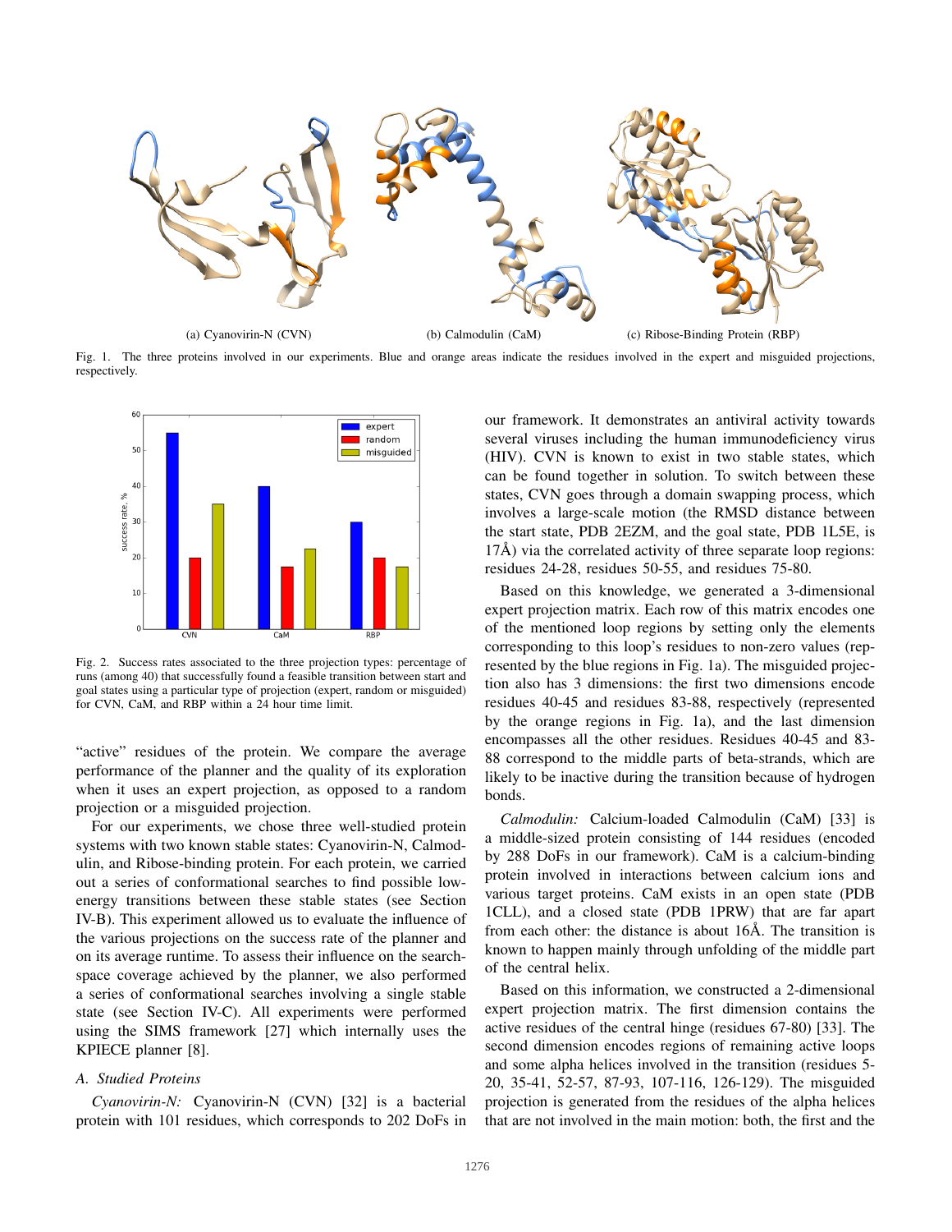(a) Cyanovirin-N (CVN) (b) Calmodulin (CaM) (c) Ribose-Binding Protein (RBP)

Fig. 1. The three proteins involved in our experiments. Blue and orange areas indicate the residues involved in the expert and misguided projections, respectively.

Fig. 2. Success rates associated to the three projection types: percentage of runs (among 40) that successfully found a feasible transition between start and goal states using a particular type of projection (expert, random or misguided) for CVN, CaM, and RBP within a 24 hour time limit.

"active" residues of the protein. We compare the average performance of the planner and the quality of its exploration when it uses an expert projection, as opposed to a random projection or a misguided projection.

For our experiments, we chose three well-studied protein systems with two known stable states: Cyanovirin-N, Calmodulin, and Ribose-binding protein. For each protein, we carried out a series of conformational searches to find possible low-energy transitions between these stable states (see Section IV-B). This experiment allowed us to evaluate the influence of the various projections on the success rate of the planner and on its average runtime. To assess their influence on the search-space coverage achieved by the planner, we also performed a series of conformational searches involving a single stable state (see Section IV-C). All experiments were performed using the SIMS framework [27] which internally uses the KPIECE planner [8].

### A. Studied Proteins

*Cyanovirin-N:* Cyanovirin-N (CVN) [32] is a bacterial protein with 101 residues, which corresponds to 202 DoFs in our framework. It demonstrates an antiviral activity towards several viruses including the human immunodeficiency virus (HIV). CVN is known to exist in two stable states, which can be found together in solution. To switch between these states, CVN goes through a domain swapping process, which involves a large-scale motion (the RMSD distance between the start state, PDB 2EZM, and the goal state, PDB 1L5E, is 17Å) via the correlated activity of three separate loop regions: residues 24-28, residues 50-55, and residues 75-80.

Based on this knowledge, we generated a 3-dimensional expert projection matrix. Each row of this matrix encodes one of the mentioned loop regions by setting only the elements corresponding to this loop's residues to non-zero values (represented by the blue regions in Fig. 1a). The misguided projection also has 3 dimensions: the first two dimensions encode residues 40-45 and residues 83-88, respectively (represented by the orange regions in Fig. 1a), and the last dimension encompasses all the other residues. Residues 40-45 and 83-88 correspond to the middle parts of beta-strands, which are likely to be inactive during the transition because of hydrogen bonds.

*Calmodulin:* Calcium-loaded Calmodulin (CaM) [33] is a middle-sized protein consisting of 144 residues (encoded by 288 DoFs in our framework). CaM is a calcium-binding protein involved in interactions between calcium ions and various target proteins. CaM exists in an open state (PDB 1CLL), and a closed state (PDB 1PRW) that are far apart from each other: the distance is about 16Å. The transition is known to happen mainly through unfolding of the middle part of the central helix.

Based on this information, we constructed a 2-dimensional expert projection matrix. The first dimension contains the active residues of the central hinge (residues 67-80) [33]. The second dimension encodes regions of remaining active loops and some alpha helices involved in the transition (residues 5-20, 35-41, 52-57, 87-93, 107-116, 126-129). The misguided projection is generated from the residues of the alpha helices that are not involved in the main motion: both, the first and the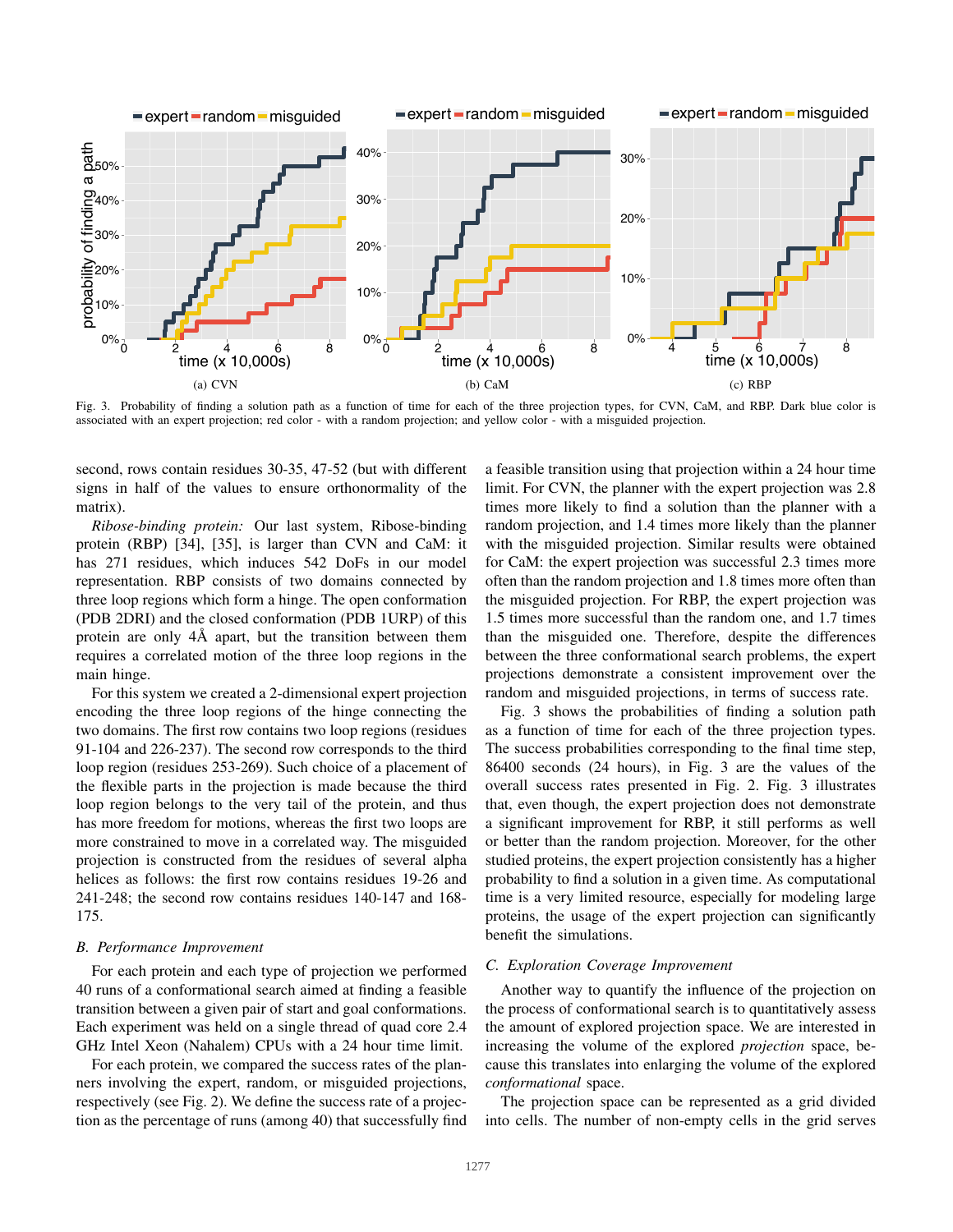(a) CVN

(b) CaM

(c) RBP

Fig. 3. Probability of finding a solution path as a function of time for each of the three projection types, for CVN, CaM, and RBP. Dark blue color is associated with an expert projection; red color - with a random projection; and yellow color - with a misguided projection.

second, rows contain residues 30-35, 47-52 (but with different signs in half of the values to ensure orthonormality of the matrix).

*Ribose-binding protein:* Our last system, Ribose-binding protein (RBP) [34], [35], is larger than CVN and CaM: it has 271 residues, which induces 542 DoFs in our model representation. RBP consists of two domains connected by three loop regions which form a hinge. The open conformation (PDB 2DRI) and the closed conformation (PDB 1URP) of this protein are only 4Å apart, but the transition between them requires a correlated motion of the three loop regions in the main hinge.

For this system we created a 2-dimensional expert projection encoding the three loop regions of the hinge connecting the two domains. The first row contains two loop regions (residues 91-104 and 226-237). The second row corresponds to the third loop region (residues 253-269). Such choice of a placement of the flexible parts in the projection is made because the third loop region belongs to the very tail of the protein, and thus has more freedom for motions, whereas the first two loops are more constrained to move in a correlated way. The misguided projection is constructed from the residues of several alpha helices as follows: the first row contains residues 19-26 and 241-248; the second row contains residues 140-147 and 168-175.

### B. Performance Improvement

For each protein and each type of projection we performed 40 runs of a conformational search aimed at finding a feasible transition between a given pair of start and goal conformations. Each experiment was held on a single thread of quad core 2.4 GHz Intel Xeon (Nahalem) CPUs with a 24 hour time limit.

For each protein, we compared the success rates of the planners involving the expert, random, or misguided projections, respectively (see Fig. 2). We define the success rate of a projection as the percentage of runs (among 40) that successfully find a feasible transition using that projection within a 24 hour time limit. For CVN, the planner with the expert projection was 2.8 times more likely to find a solution than the planner with a random projection, and 1.4 times more likely than the planner with the misguided projection. Similar results were obtained for CaM: the expert projection was successful 2.3 times more often than the random projection and 1.8 times more often than the misguided projection. For RBP, the expert projection was 1.5 times more successful than the random one, and 1.7 times than the misguided one. Therefore, despite the differences between the three conformational search problems, the expert projections demonstrate a consistent improvement over the random and misguided projections, in terms of success rate.

Fig. 3 shows the probabilities of finding a solution path as a function of time for each of the three projection types. The success probabilities corresponding to the final time step, 86400 seconds (24 hours), in Fig. 3 are the values of the overall success rates presented in Fig. 2. Fig. 3 illustrates that, even though, the expert projection does not demonstrate a significant improvement for RBP, it still performs as well or better than the random projection. Moreover, for the other studied proteins, the expert projection consistently has a higher probability to find a solution in a given time. As computational time is a very limited resource, especially for modeling large proteins, the usage of the expert projection can significantly benefit the simulations.

### C. Exploration Coverage Improvement

Another way to quantify the influence of the projection on the process of conformational search is to quantitatively assess the amount of explored projection space. We are interested in increasing the volume of the explored *projection* space, because this translates into enlarging the volume of the explored *conformational* space.

The projection space can be represented as a grid divided into cells. The number of non-empty cells in the grid serves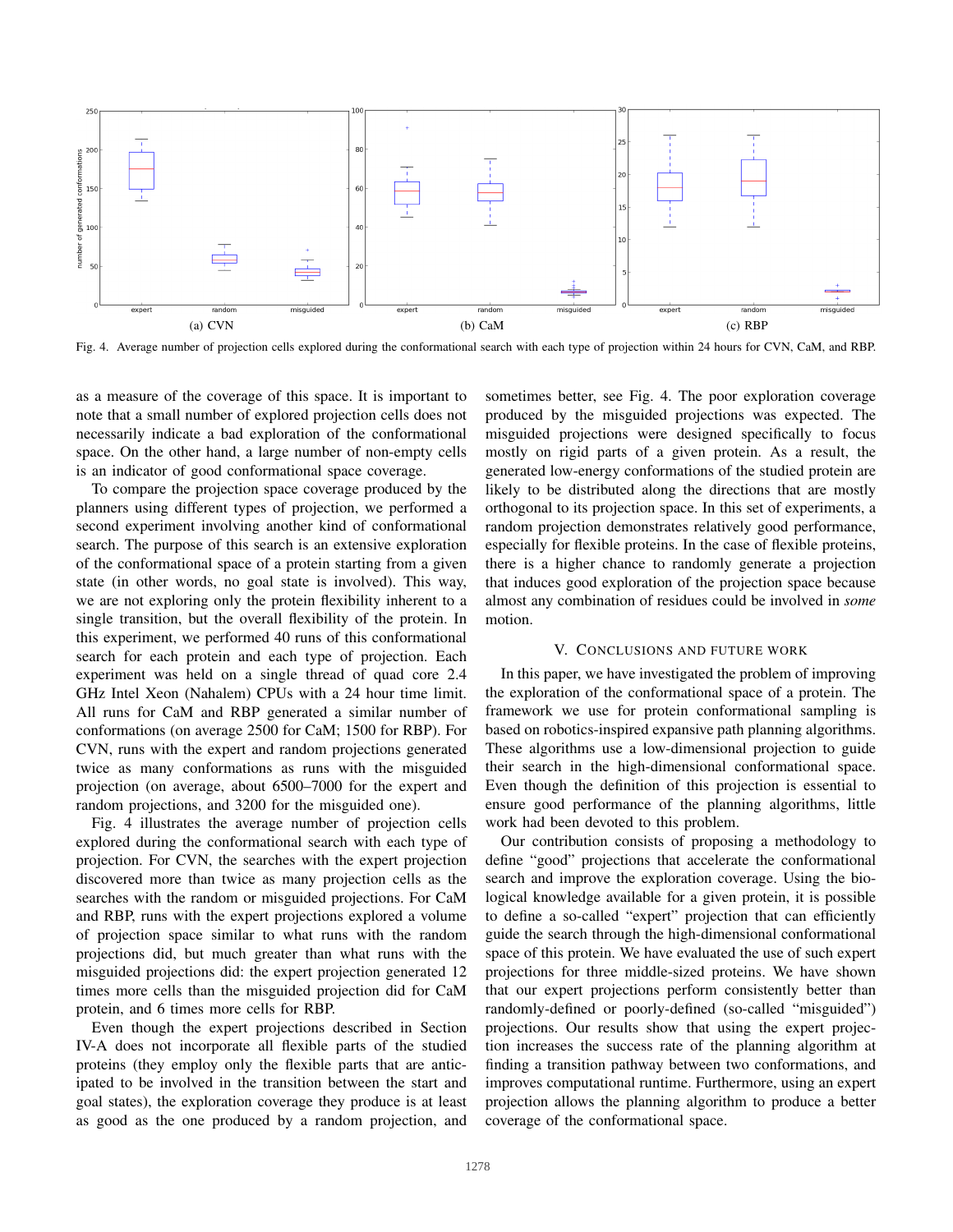Fig. 4. Average number of projection cells explored during the conformational search with each type of projection within 24 hours for CVN, CaM, and RBP.

as a measure of the coverage of this space. It is important to note that a small number of explored projection cells does not necessarily indicate a bad exploration of the conformational space. On the other hand, a large number of non-empty cells is an indicator of good conformational space coverage.

To compare the projection space coverage produced by the planners using different types of projection, we performed a second experiment involving another kind of conformational search. The purpose of this search is an extensive exploration of the conformational space of a protein starting from a given state (in other words, no goal state is involved). This way, we are not exploring only the protein flexibility inherent to a single transition, but the overall flexibility of the protein. In this experiment, we performed 40 runs of this conformational search for each protein and each type of projection. Each experiment was held on a single thread of quad core 2.4 GHz Intel Xeon (Nahalem) CPUs with a 24 hour time limit. All runs for CaM and RBP generated a similar number of conformations (on average 2500 for CaM; 1500 for RBP). For CVN, runs with the expert and random projections generated twice as many conformations as runs with the misguided projection (on average, about 6500–7000 for the expert and random projections, and 3200 for the misguided one).

Fig. 4 illustrates the average number of projection cells explored during the conformational search with each type of projection. For CVN, the searches with the expert projection discovered more than twice as many projection cells as the searches with the random or misguided projections. For CaM and RBP, runs with the expert projections explored a volume of projection space similar to what runs with the random projections did, but much greater than what runs with the misguided projections did: the expert projection generated 12 times more cells than the misguided projection did for CaM protein, and 6 times more cells for RBP.

Even though the expert projections described in Section IV-A does not incorporate all flexible parts of the studied proteins (they employ only the flexible parts that are anticipated to be involved in the transition between the start and goal states), the exploration coverage they produce is at least as good as the one produced by a random projection, and sometimes better, see Fig. 4. The poor exploration coverage produced by the misguided projections was expected. The misguided projections were designed specifically to focus mostly on rigid parts of a given protein. As a result, the generated low-energy conformations of the studied protein are likely to be distributed along the directions that are mostly orthogonal to its projection space. In this set of experiments, a random projection demonstrates relatively good performance, especially for flexible proteins. In the case of flexible proteins, there is a higher chance to randomly generate a projection that induces good exploration of the projection space because almost any combination of residues could be involved in *some* motion.

## V. Conclusions and Future Work

In this paper, we have investigated the problem of improving the exploration of the conformational space of a protein. The framework we use for protein conformational sampling is based on robotics-inspired expansive path planning algorithms. These algorithms use a low-dimensional projection to guide their search in the high-dimensional conformational space. Even though the definition of this projection is essential to ensure good performance of the planning algorithms, little work had been devoted to this problem.

Our contribution consists of proposing a methodology to define "good" projections that accelerate the conformational search and improve the exploration coverage. Using the biological knowledge available for a given protein, it is possible to define a so-called "expert" projection that can efficiently guide the search through the high-dimensional conformational space of this protein. We have evaluated the use of such expert projections for three middle-sized proteins. We have shown that our expert projections perform consistently better than randomly-defined or poorly-defined (so-called "misguided") projections. Our results show that using the expert projection increases the success rate of the planning algorithm at finding a transition pathway between two conformations, and improves computational runtime. Furthermore, using an expert projection allows the planning algorithm to produce a better coverage of the conformational space.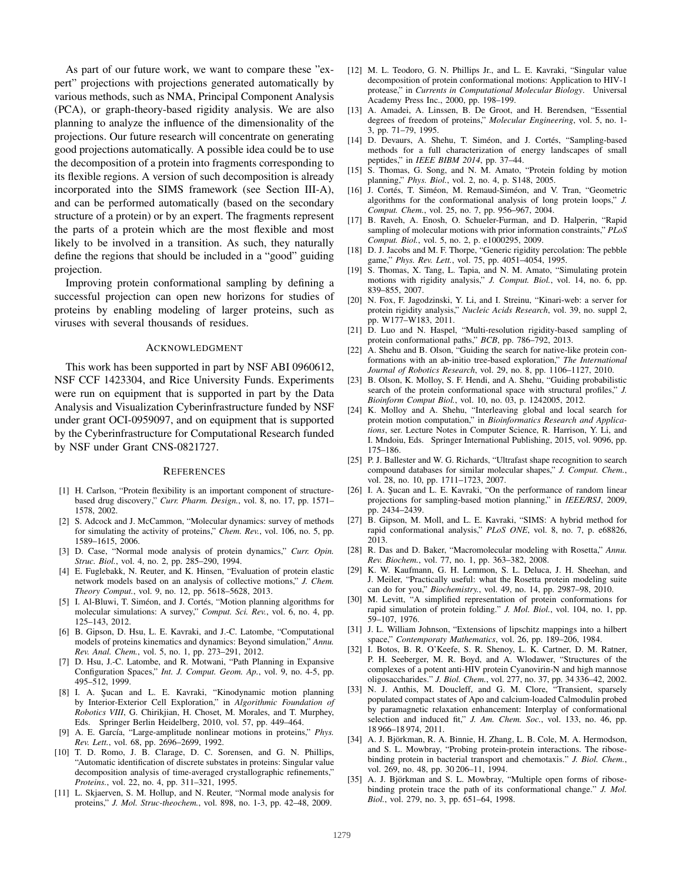As part of our future work, we want to compare these "expert" projections with projections generated automatically by various methods, such as NMA, Principal Component Analysis (PCA), or graph-theory-based rigidity analysis. We are also planning to analyze the influence of the dimensionality of the projections. Our future research will concentrate on generating good projections automatically. A possible idea could be to use the decomposition of a protein into fragments corresponding to its flexible regions. A version of such decomposition is already incorporated into the SIMS framework (see Section III-A), and can be performed automatically (based on the secondary structure of a protein) or by an expert. The fragments represent the parts of a protein which are the most flexible and most likely to be involved in a transition. As such, they naturally define the regions that should be included in a "good" guiding projection.

Improving protein conformational sampling by defining a successful projection can open new horizons for studies of proteins by enabling modeling of larger proteins, such as viruses with several thousands of residues.

## Acknowledgment

This work has been supported in part by NSF ABI 0960612, NSF CCF 1423304, and Rice University Funds. Experiments were run on equipment that is supported in part by the Data Analysis and Visualization Cyberinfrastructure funded by NSF under grant OCI-0959097, and on equipment that is supported by the Cyberinfrastructure for Computational Research funded by NSF under Grant CNS-0821727.

## References

[1] H. Carlson, "Protein flexibility is an important component of structure-based drug discovery," *Curr. Pharm. Design.*, vol. 8, no. 17, pp. 1571–1578, 2002.

[2] S. Adcock and J. McCammon, "Molecular dynamics: survey of methods for simulating the activity of proteins," *Chem. Rev.*, vol. 106, no. 5, pp. 1589–1615, 2006.

[3] D. Case, "Normal mode analysis of protein dynamics," *Curr. Opin. Struc. Biol.*, vol. 4, no. 2, pp. 285–290, 1994.

[4] E. Fuglebakk, N. Reuter, and K. Hinsen, "Evaluation of protein elastic network models based on an analysis of collective motions," *J. Chem. Theory Comput.*, vol. 9, no. 12, pp. 5618–5628, 2013.

[5] I. Al-Bluwi, T. Siméon, and J. Cortés, "Motion planning algorithms for molecular simulations: A survey," *Comput. Sci. Rev.*, vol. 6, no. 4, pp. 125–143, 2012.

[6] B. Gipson, D. Hsu, L. E. Kavraki, and J.-C. Latombe, "Computational models of proteins kinematics and dynamics: Beyond simulation," *Annu. Rev. Anal. Chem.*, vol. 5, no. 1, pp. 273–291, 2012.

[7] D. Hsu, J.-C. Latombe, and R. Motwani, "Path Planning in Expansive Configuration Spaces," *Int. J. Comput. Geom. Ap.*, vol. 9, no. 4-5, pp. 495–512, 1999.

[8] I. A. Şucan and L. E. Kavraki, "Kinodynamic motion planning by Interior-Exterior Cell Exploration," in *Algorithmic Foundation of Robotics VIII*, G. Chirikjian, H. Choset, M. Morales, and T. Murphey, Eds. Springer Berlin Heidelberg, 2010, vol. 57, pp. 449–464.

[9] A. E. García, "Large-amplitude nonlinear motions in proteins," *Phys. Rev. Lett.*, vol. 68, pp. 2696–2699, 1992.

[10] T. D. Romo, J. B. Clarage, D. C. Sorensen, and G. N. Phillips, "Automatic identification of discrete substates in proteins: Singular value decomposition analysis of time-averaged crystallographic refinements," *Proteins.*, vol. 22, no. 4, pp. 311–321, 1995.

[11] L. Skjaerven, S. M. Hollup, and N. Reuter, "Normal mode analysis for proteins," *J. Mol. Struc-theochem.*, vol. 898, no. 1-3, pp. 42–48, 2009.

[12] M. L. Teodoro, G. N. Phillips Jr., and L. E. Kavraki, "Singular value decomposition of protein conformational motions: Application to HIV-1 protease," in *Currents in Computational Molecular Biology*. Universal Academy Press Inc., 2000, pp. 198–199.

[13] A. Amadei, A. Linssen, B. De Groot, and H. Berendsen, "Essential degrees of freedom of proteins," *Molecular Engineering*, vol. 5, no. 1-3, pp. 71–79, 1995.

[14] D. Devaurs, A. Shehu, T. Siméon, and J. Cortés, "Sampling-based methods for a full characterization of energy landscapes of small peptides," in *IEEE BIBM 2014*, pp. 37–44.

[15] S. Thomas, G. Song, and N. M. Amato, "Protein folding by motion planning," *Phys. Biol.*, vol. 2, no. 4, p. S148, 2005.

[16] J. Cortés, T. Siméon, M. Remaud-Siméon, and V. Tran, "Geometric algorithms for the conformational analysis of long protein loops," *J. Comput. Chem.*, vol. 25, no. 7, pp. 956–967, 2004.

[17] B. Raveh, A. Enosh, O. Schueler-Furman, and D. Halperin, "Rapid sampling of molecular motions with prior information constraints," *PLoS Comput. Biol.*, vol. 5, no. 2, p. e1000295, 2009.

[18] D. J. Jacobs and M. F. Thorpe, "Generic rigidity percolation: The pebble game," *Phys. Rev. Lett.*, vol. 75, pp. 4051–4054, 1995.

[19] S. Thomas, X. Tang, L. Tapia, and N. M. Amato, "Simulating protein motions with rigidity analysis," *J. Comput. Biol.*, vol. 14, no. 6, pp. 839–855, 2007.

[20] N. Fox, F. Jagodzinski, Y. Li, and I. Streinu, "Kinari-web: a server for protein rigidity analysis," *Nucleic Acids Research*, vol. 39, no. suppl 2, pp. W177–W183, 2011.

[21] D. Luo and N. Haspel, "Multi-resolution rigidity-based sampling of protein conformational paths," *BCB*, pp. 786–792, 2013.

[22] A. Shehu and B. Olson, "Guiding the search for native-like protein conformations with an ab-initio tree-based exploration," *The International Journal of Robotics Research*, vol. 29, no. 8, pp. 1106–1127, 2010.

[23] B. Olson, K. Molloy, S. F. Hendi, and A. Shehu, "Guiding probabilistic search of the protein conformational space with structural profiles," *J. Bioinform Comput Biol.*, vol. 10, no. 03, p. 1242005, 2012.

[24] K. Molloy and A. Shehu, "Interleaving global and local search for protein motion computation," in *Bioinformatics Research and Applications*, ser. Lecture Notes in Computer Science, R. Harrison, Y. Li, and I. Mndoiu, Eds. Springer International Publishing, 2015, vol. 9096, pp. 175–186.

[25] P. J. Ballester and W. G. Richards, "Ultrafast shape recognition to search compound databases for similar molecular shapes," *J. Comput. Chem.*, vol. 28, no. 10, pp. 1711–1723, 2007.

[26] I. A. Şucan and L. E. Kavraki, "On the performance of random linear projections for sampling-based motion planning," in *IEEE/RSJ*, 2009, pp. 2434–2439.

[27] B. Gipson, M. Moll, and L. E. Kavraki, "SIMS: A hybrid method for rapid conformational analysis," *PLoS ONE*, vol. 8, no. 7, p. e68826, 2013.

[28] R. Das and D. Baker, "Macromolecular modeling with Rosetta," *Annu. Rev. Biochem.*, vol. 77, no. 1, pp. 363–382, 2008.

[29] K. W. Kaufmann, G. H. Lemmon, S. L. Deluca, J. H. Sheehan, and J. Meiler, "Practically useful: what the Rosetta protein modeling suite can do for you," *Biochemistry.*, vol. 49, no. 14, pp. 2987–98, 2010.

[30] M. Levitt, "A simplified representation of protein conformations for rapid simulation of protein folding." *J. Mol. Biol.*, vol. 104, no. 1, pp. 59–107, 1976.

[31] J. L. William Johnson, "Extensions of lipschitz mappings into a hilbert space," *Contemporaty Mathematics*, vol. 26, pp. 189–206, 1984.

[32] I. Botos, B. R. O'Keefe, S. R. Shenoy, L. K. Cartner, D. M. Ratner, P. H. Seeberger, M. R. Boyd, and A. Wlodawer, "Structures of the complexes of a potent anti-HIV protein Cyanovirin-N and high mannose oligosaccharides." *J. Biol. Chem.*, vol. 277, no. 37, pp. 34 336–42, 2002.

[33] N. J. Anthis, M. Doucleff, and G. M. Clore, "Transient, sparsely populated compact states of Apo and calcium-loaded Calmodulin probed by paramagnetic relaxation enhancement: Interplay of conformational selection and induced fit," *J. Am. Chem. Soc.*, vol. 133, no. 46, pp. 18 966–18 974, 2011.

[34] A. J. Björkman, R. A. Binnie, H. Zhang, L. B. Cole, M. A. Hermodson, and S. L. Mowbray, "Probing protein-protein interactions. The ribose-binding protein in bacterial transport and chemotaxis." *J. Biol. Chem.*, vol. 269, no. 48, pp. 30 206–11, 1994.

[35] A. J. Björkman and S. L. Mowbray, "Multiple open forms of ribose-binding protein trace the path of its conformational change." *J. Mol. Biol.*, vol. 279, no. 3, pp. 651–64, 1998.